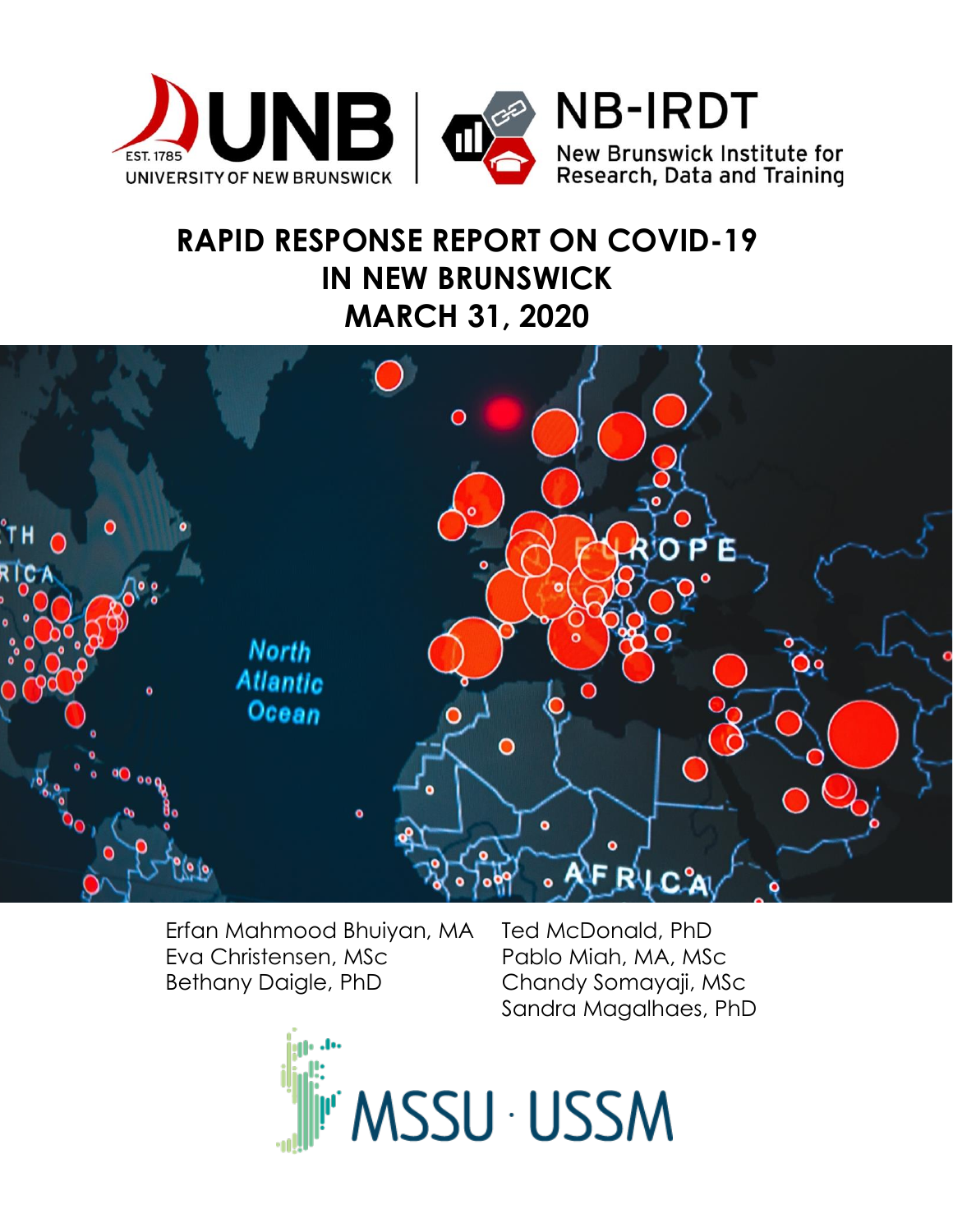UNB — EST. 1785 — UNIVERSITY OF NEW BRUNSWICK

NB-IRDT — New Brunswick Institute for Research, Data and Training

# RAPID RESPONSE REPORT ON COVID-19 IN NEW BRUNSWICK MARCH 31, 2020

Erfan Mahmood Bhuiyan, MA
Eva Christensen, MSc
Bethany Daigle, PhD
Ted McDonald, PhD
Pablo Miah, MA, MSc
Chandy Somayaji, MSc
Sandra Magalhaes, PhD

MSSU · USSM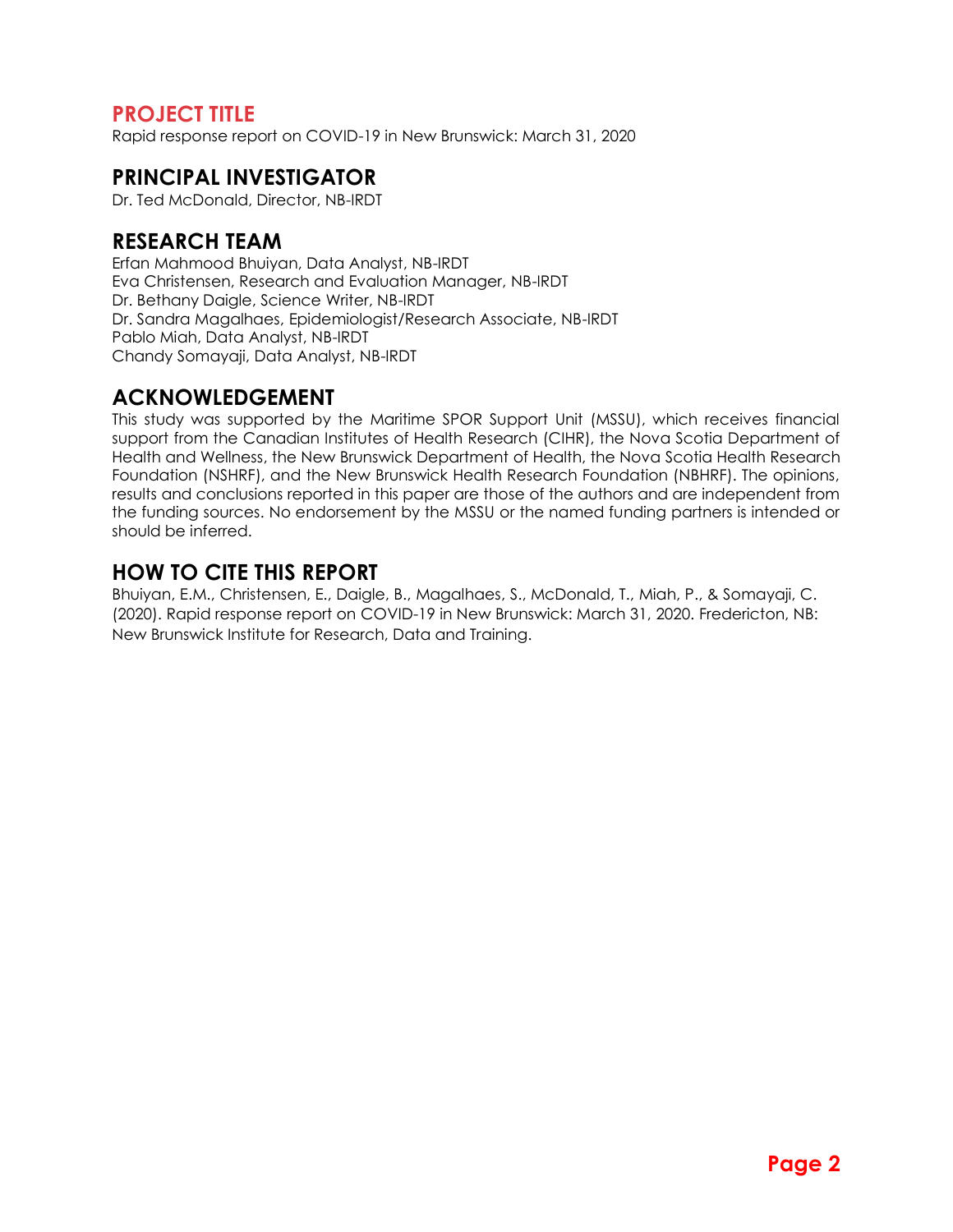## PROJECT TITLE

Rapid response report on COVID-19 in New Brunswick: March 31, 2020

## PRINCIPAL INVESTIGATOR

Dr. Ted McDonald, Director, NB-IRDT

## RESEARCH TEAM

Erfan Mahmood Bhuiyan, Data Analyst, NB-IRDT
Eva Christensen, Research and Evaluation Manager, NB-IRDT
Dr. Bethany Daigle, Science Writer, NB-IRDT
Dr. Sandra Magalhaes, Epidemiologist/Research Associate, NB-IRDT
Pablo Miah, Data Analyst, NB-IRDT
Chandy Somayaji, Data Analyst, NB-IRDT

## ACKNOWLEDGEMENT

This study was supported by the Maritime SPOR Support Unit (MSSU), which receives financial support from the Canadian Institutes of Health Research (CIHR), the Nova Scotia Department of Health and Wellness, the New Brunswick Department of Health, the Nova Scotia Health Research Foundation (NSHRF), and the New Brunswick Health Research Foundation (NBHRF). The opinions, results and conclusions reported in this paper are those of the authors and are independent from the funding sources. No endorsement by the MSSU or the named funding partners is intended or should be inferred.

## HOW TO CITE THIS REPORT

Bhuiyan, E.M., Christensen, E., Daigle, B., Magalhaes, S., McDonald, T., Miah, P., & Somayaji, C. (2020). Rapid response report on COVID-19 in New Brunswick: March 31, 2020. Fredericton, NB: New Brunswick Institute for Research, Data and Training.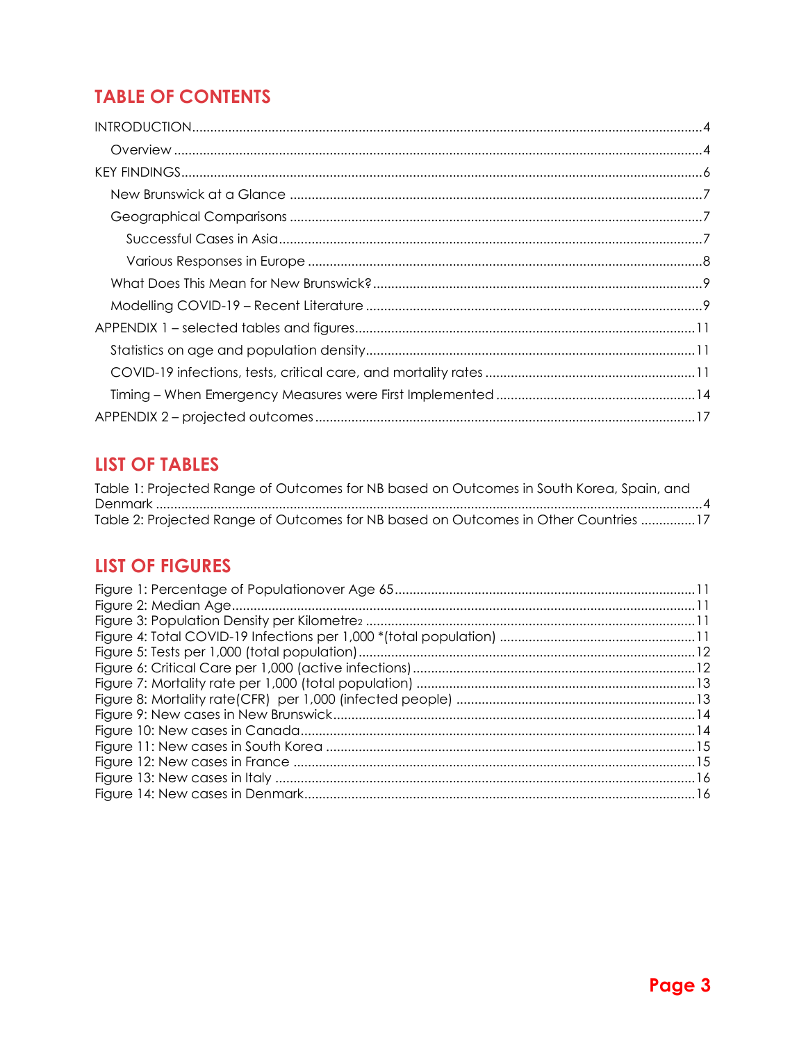# TABLE OF CONTENTS

INTRODUCTION....................................................................................................................4

- Overview ........................................................................................................................4

KEY FINDINGS.....................................................................................................................6

- New Brunswick at a Glance ..........................................................................................7
- Geographical Comparisons ..........................................................................................7
  - Successful Cases in Asia.............................................................................................7
  - Various Responses in Europe ......................................................................................8
- What Does This Mean for New Brunswick?..................................................................9
- Modelling COVID-19 – Recent Literature .....................................................................9

APPENDIX 1 – selected tables and figures.......................................................................11

- Statistics on age and population density.....................................................................11
- COVID-19 infections, tests, critical care, and mortality rates ......................................11
- Timing – When Emergency Measures were First Implemented ..................................14

APPENDIX 2 – projected outcomes ..................................................................................17

# LIST OF TABLES

Table 1: Projected Range of Outcomes for NB based on Outcomes in South Korea, Spain, and Denmark ..........................................................................................................................4

Table 2: Projected Range of Outcomes for NB based on Outcomes in Other Countries ...............17

# LIST OF FIGURES

Figure 1: Percentage of Populationover Age 65..................................................................11

Figure 2: Median Age..........................................................................................................11

Figure 3: Population Density per Kilometre2 .......................................................................11

Figure 4: Total COVID-19 Infections per 1,000 *(total population) .....................................11

Figure 5: Tests per 1,000 (total population).........................................................................12

Figure 6: Critical Care per 1,000 (active infections)............................................................12

Figure 7: Mortality rate per 1,000 (total population) ...........................................................13

Figure 8: Mortality rate(CFR) per 1,000 (infected people) ..................................................13

Figure 9: New cases in New Brunswick................................................................................14

Figure 10: New cases in Canada..........................................................................................14

Figure 11: New cases in South Korea ..................................................................................15

Figure 12: New cases in France ..........................................................................................15

Figure 13: New cases in Italy ..............................................................................................16

Figure 14: New cases in Denmark........................................................................................16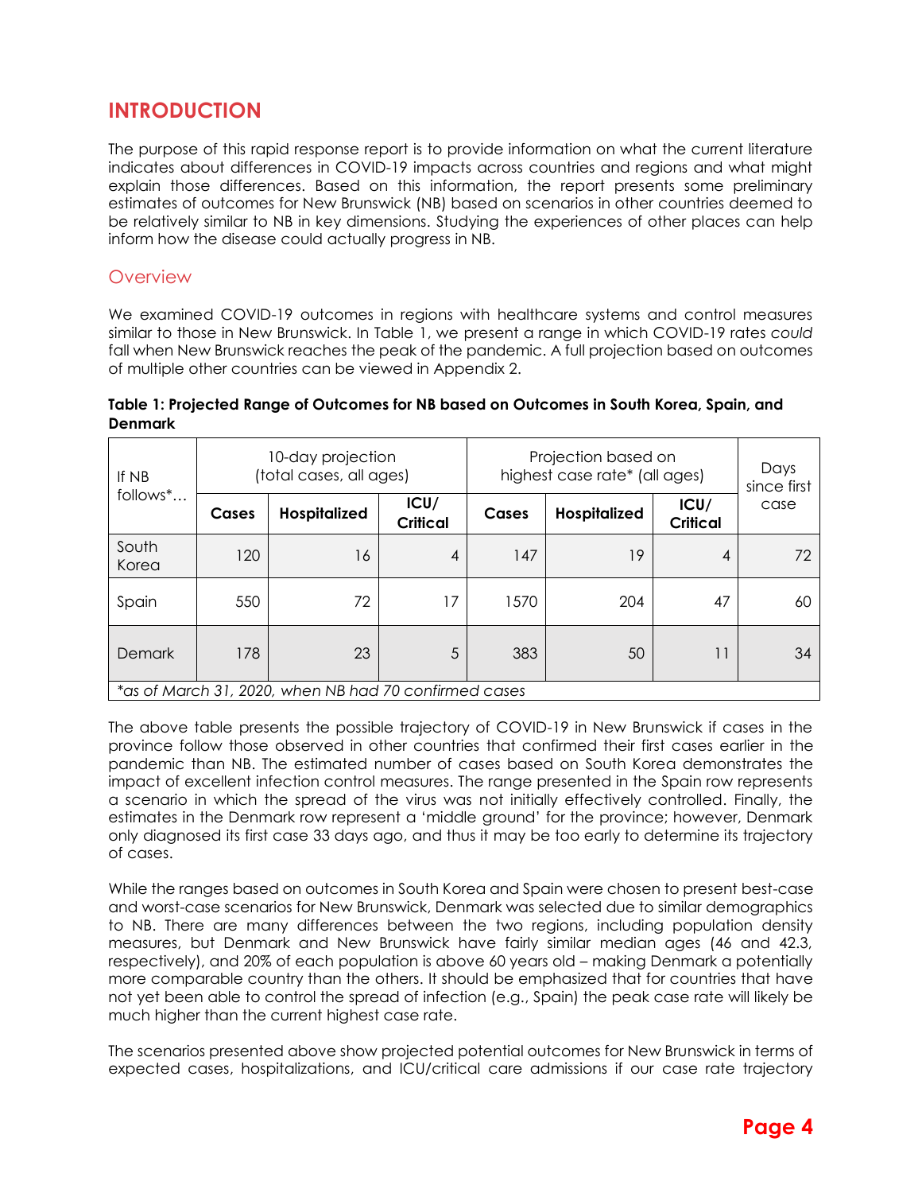# INTRODUCTION

The purpose of this rapid response report is to provide information on what the current literature indicates about differences in COVID-19 impacts across countries and regions and what might explain those differences. Based on this information, the report presents some preliminary estimates of outcomes for New Brunswick (NB) based on scenarios in other countries deemed to be relatively similar to NB in key dimensions. Studying the experiences of other places can help inform how the disease could actually progress in NB.

## Overview

We examined COVID-19 outcomes in regions with healthcare systems and control measures similar to those in New Brunswick. In Table 1, we present a range in which COVID-19 rates *could* fall when New Brunswick reaches the peak of the pandemic. A full projection based on outcomes of multiple other countries can be viewed in Appendix 2.

**Table 1: Projected Range of Outcomes for NB based on Outcomes in South Korea, Spain, and Denmark**

| If NB follows*… | 10-day projection (total cases, all ages) | | | Projection based on highest case rate* (all ages) | | | Days since first case |
|---|---|---|---|---|---|---|---|
| | **Cases** | **Hospitalized** | **ICU/ Critical** | **Cases** | **Hospitalized** | **ICU/ Critical** | |
| South Korea | 120 | 16 | 4 | 147 | 19 | 4 | 72 |
| Spain | 550 | 72 | 17 | 1570 | 204 | 47 | 60 |
| Demark | 178 | 23 | 5 | 383 | 50 | 11 | 34 |

*\*as of March 31, 2020, when NB had 70 confirmed cases*

The above table presents the possible trajectory of COVID-19 in New Brunswick if cases in the province follow those observed in other countries that confirmed their first cases earlier in the pandemic than NB. The estimated number of cases based on South Korea demonstrates the impact of excellent infection control measures. The range presented in the Spain row represents a scenario in which the spread of the virus was not initially effectively controlled. Finally, the estimates in the Denmark row represent a 'middle ground' for the province; however, Denmark only diagnosed its first case 33 days ago, and thus it may be too early to determine its trajectory of cases.

While the ranges based on outcomes in South Korea and Spain were chosen to present best-case and worst-case scenarios for New Brunswick, Denmark was selected due to similar demographics to NB. There are many differences between the two regions, including population density measures, but Denmark and New Brunswick have fairly similar median ages (46 and 42.3, respectively), and 20% of each population is above 60 years old – making Denmark a potentially more comparable country than the others. It should be emphasized that for countries that have not yet been able to control the spread of infection (e.g., Spain) the peak case rate will likely be much higher than the current highest case rate.

The scenarios presented above show projected potential outcomes for New Brunswick in terms of expected cases, hospitalizations, and ICU/critical care admissions if our case rate trajectory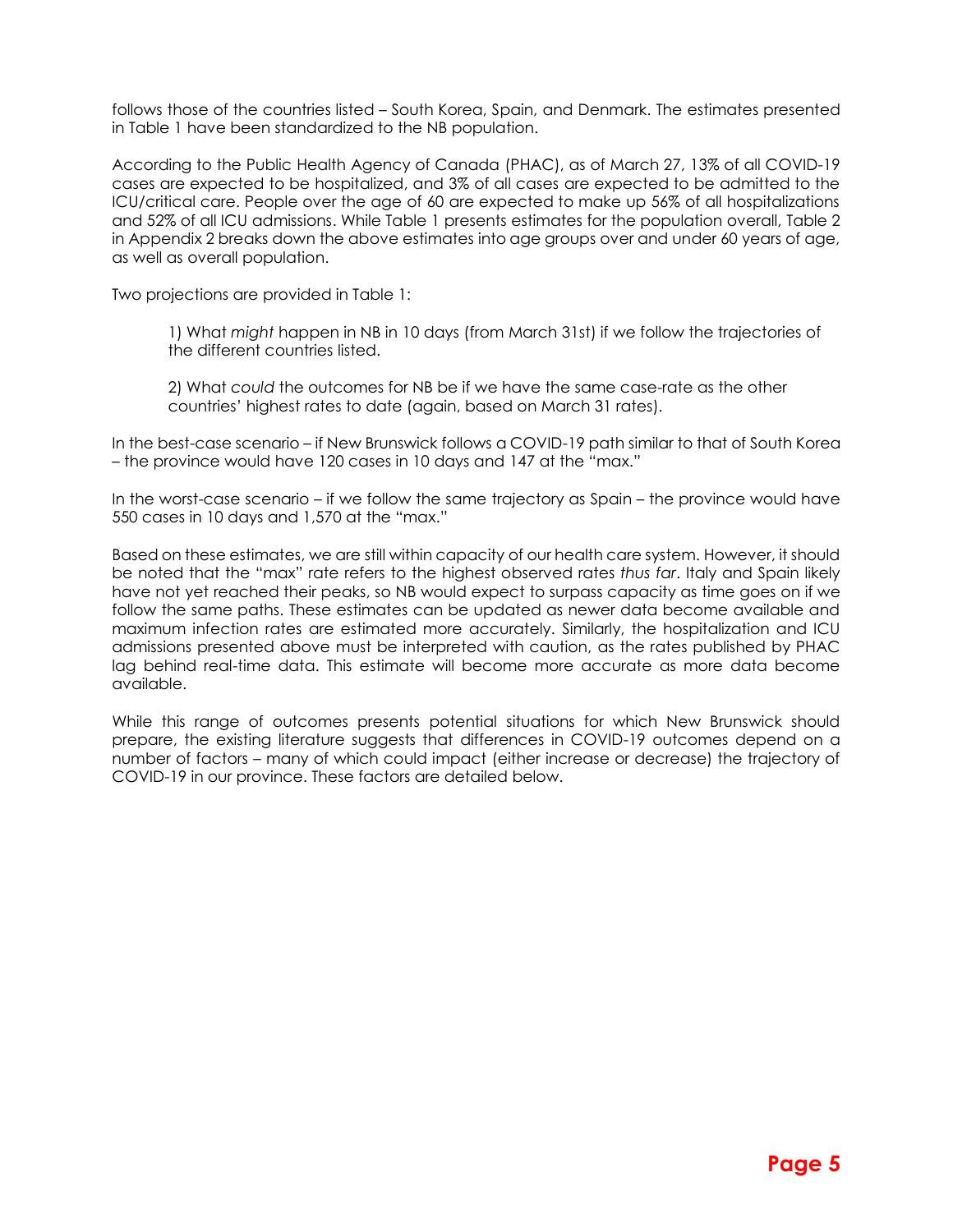follows those of the countries listed – South Korea, Spain, and Denmark. The estimates presented in Table 1 have been standardized to the NB population.

According to the Public Health Agency of Canada (PHAC), as of March 27, 13% of all COVID-19 cases are expected to be hospitalized, and 3% of all cases are expected to be admitted to the ICU/critical care. People over the age of 60 are expected to make up 56% of all hospitalizations and 52% of all ICU admissions. While Table 1 presents estimates for the population overall, Table 2 in Appendix 2 breaks down the above estimates into age groups over and under 60 years of age, as well as overall population.

Two projections are provided in Table 1:

> 1) What *might* happen in NB in 10 days (from March 31st) if we follow the trajectories of the different countries listed.
>
> 2) What *could* the outcomes for NB be if we have the same case-rate as the other countries' highest rates to date (again, based on March 31 rates).

In the best-case scenario – if New Brunswick follows a COVID-19 path similar to that of South Korea – the province would have 120 cases in 10 days and 147 at the "max."

In the worst-case scenario – if we follow the same trajectory as Spain – the province would have 550 cases in 10 days and 1,570 at the "max."

Based on these estimates, we are still within capacity of our health care system. However, it should be noted that the "max" rate refers to the highest observed rates *thus far*. Italy and Spain likely have not yet reached their peaks, so NB would expect to surpass capacity as time goes on if we follow the same paths. These estimates can be updated as newer data become available and maximum infection rates are estimated more accurately. Similarly, the hospitalization and ICU admissions presented above must be interpreted with caution, as the rates published by PHAC lag behind real-time data. This estimate will become more accurate as more data become available.

While this range of outcomes presents potential situations for which New Brunswick should prepare, the existing literature suggests that differences in COVID-19 outcomes depend on a number of factors – many of which could impact (either increase or decrease) the trajectory of COVID-19 in our province. These factors are detailed below.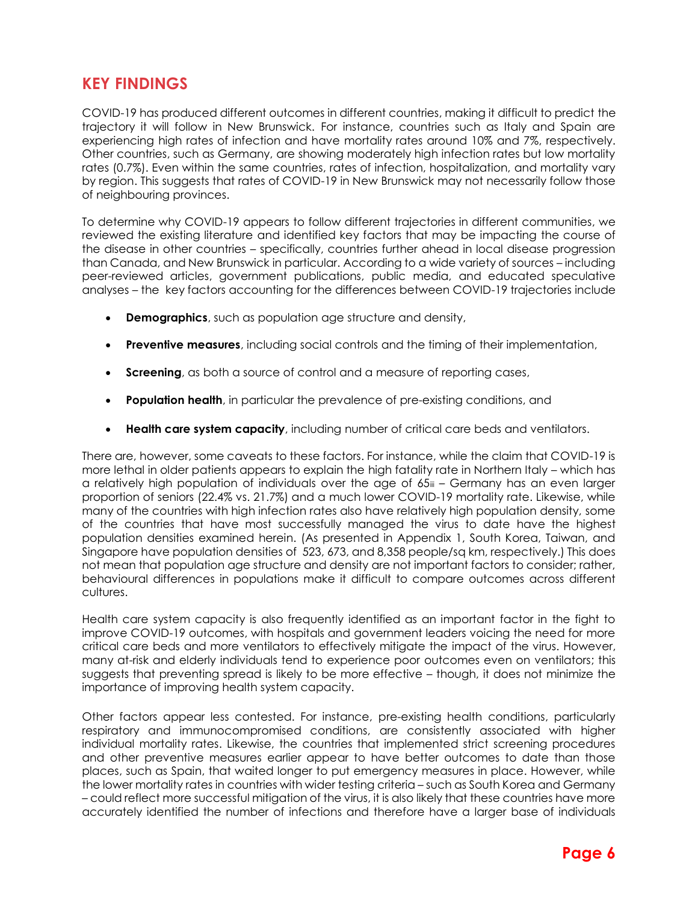## KEY FINDINGS

COVID-19 has produced different outcomes in different countries, making it difficult to predict the trajectory it will follow in New Brunswick. For instance, countries such as Italy and Spain are experiencing high rates of infection and have mortality rates around 10% and 7%, respectively. Other countries, such as Germany, are showing moderately high infection rates but low mortality rates (0.7%). Even within the same countries, rates of infection, hospitalization, and mortality vary by region. This suggests that rates of COVID-19 in New Brunswick may not necessarily follow those of neighbouring provinces.

To determine why COVID-19 appears to follow different trajectories in different communities, we reviewed the existing literature and identified key factors that may be impacting the course of the disease in other countries – specifically, countries further ahead in local disease progression than Canada, and New Brunswick in particular. According to a wide variety of sources – including peer-reviewed articles, government publications, public media, and educated speculative analyses – the key factors accounting for the differences between COVID-19 trajectories include

- **Demographics**, such as population age structure and density,
- **Preventive measures**, including social controls and the timing of their implementation,
- **Screening**, as both a source of control and a measure of reporting cases,
- **Population health**, in particular the prevalence of pre-existing conditions, and
- **Health care system capacity**, including number of critical care beds and ventilators.

There are, however, some caveats to these factors. For instance, while the claim that COVID-19 is more lethal in older patients appears to explain the high fatality rate in Northern Italy – which has a relatively high population of individuals over the age of 65[iii] – Germany has an even larger proportion of seniors (22.4% vs. 21.7%) and a much lower COVID-19 mortality rate. Likewise, while many of the countries with high infection rates also have relatively high population density, some of the countries that have most successfully managed the virus to date have the highest population densities examined herein. (As presented in Appendix 1, South Korea, Taiwan, and Singapore have population densities of 523, 673, and 8,358 people/sq km, respectively.) This does not mean that population age structure and density are not important factors to consider; rather, behavioural differences in populations make it difficult to compare outcomes across different cultures.

Health care system capacity is also frequently identified as an important factor in the fight to improve COVID-19 outcomes, with hospitals and government leaders voicing the need for more critical care beds and more ventilators to effectively mitigate the impact of the virus. However, many at-risk and elderly individuals tend to experience poor outcomes even on ventilators; this suggests that preventing spread is likely to be more effective – though, it does not minimize the importance of improving health system capacity.

Other factors appear less contested. For instance, pre-existing health conditions, particularly respiratory and immunocompromised conditions, are consistently associated with higher individual mortality rates. Likewise, the countries that implemented strict screening procedures and other preventive measures earlier appear to have better outcomes to date than those places, such as Spain, that waited longer to put emergency measures in place. However, while the lower mortality rates in countries with wider testing criteria – such as South Korea and Germany – could reflect more successful mitigation of the virus, it is also likely that these countries have more accurately identified the number of infections and therefore have a larger base of individuals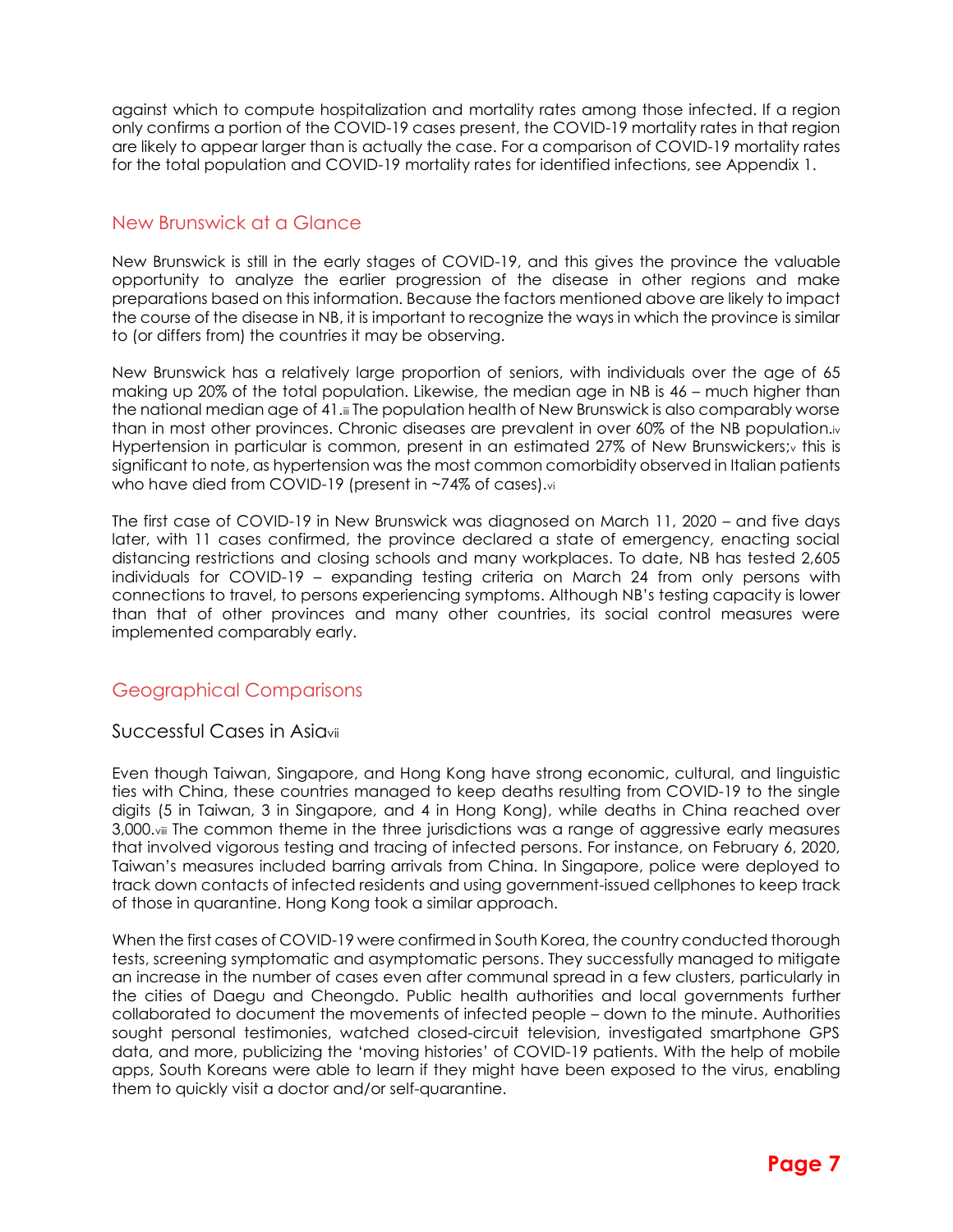against which to compute hospitalization and mortality rates among those infected. If a region only confirms a portion of the COVID-19 cases present, the COVID-19 mortality rates in that region are likely to appear larger than is actually the case. For a comparison of COVID-19 mortality rates for the total population and COVID-19 mortality rates for identified infections, see Appendix 1.

## New Brunswick at a Glance

New Brunswick is still in the early stages of COVID-19, and this gives the province the valuable opportunity to analyze the earlier progression of the disease in other regions and make preparations based on this information. Because the factors mentioned above are likely to impact the course of the disease in NB, it is important to recognize the ways in which the province is similar to (or differs from) the countries it may be observing.

New Brunswick has a relatively large proportion of seniors, with individuals over the age of 65 making up 20% of the total population. Likewise, the median age in NB is 46 – much higher than the national median age of 41.[iii] The population health of New Brunswick is also comparably worse than in most other provinces. Chronic diseases are prevalent in over 60% of the NB population.[iv] Hypertension in particular is common, present in an estimated 27% of New Brunswickers;[v] this is significant to note, as hypertension was the most common comorbidity observed in Italian patients who have died from COVID-19 (present in ~74% of cases).[vi]

The first case of COVID-19 in New Brunswick was diagnosed on March 11, 2020 – and five days later, with 11 cases confirmed, the province declared a state of emergency, enacting social distancing restrictions and closing schools and many workplaces. To date, NB has tested 2,605 individuals for COVID-19 – expanding testing criteria on March 24 from only persons with connections to travel, to persons experiencing symptoms. Although NB's testing capacity is lower than that of other provinces and many other countries, its social control measures were implemented comparably early.

## Geographical Comparisons

### Successful Cases in Asia[vii]

Even though Taiwan, Singapore, and Hong Kong have strong economic, cultural, and linguistic ties with China, these countries managed to keep deaths resulting from COVID-19 to the single digits (5 in Taiwan, 3 in Singapore, and 4 in Hong Kong), while deaths in China reached over 3,000.[viii] The common theme in the three jurisdictions was a range of aggressive early measures that involved vigorous testing and tracing of infected persons. For instance, on February 6, 2020, Taiwan's measures included barring arrivals from China. In Singapore, police were deployed to track down contacts of infected residents and using government-issued cellphones to keep track of those in quarantine. Hong Kong took a similar approach.

When the first cases of COVID-19 were confirmed in South Korea, the country conducted thorough tests, screening symptomatic and asymptomatic persons. They successfully managed to mitigate an increase in the number of cases even after communal spread in a few clusters, particularly in the cities of Daegu and Cheongdo. Public health authorities and local governments further collaborated to document the movements of infected people – down to the minute. Authorities sought personal testimonies, watched closed-circuit television, investigated smartphone GPS data, and more, publicizing the 'moving histories' of COVID-19 patients. With the help of mobile apps, South Koreans were able to learn if they might have been exposed to the virus, enabling them to quickly visit a doctor and/or self-quarantine.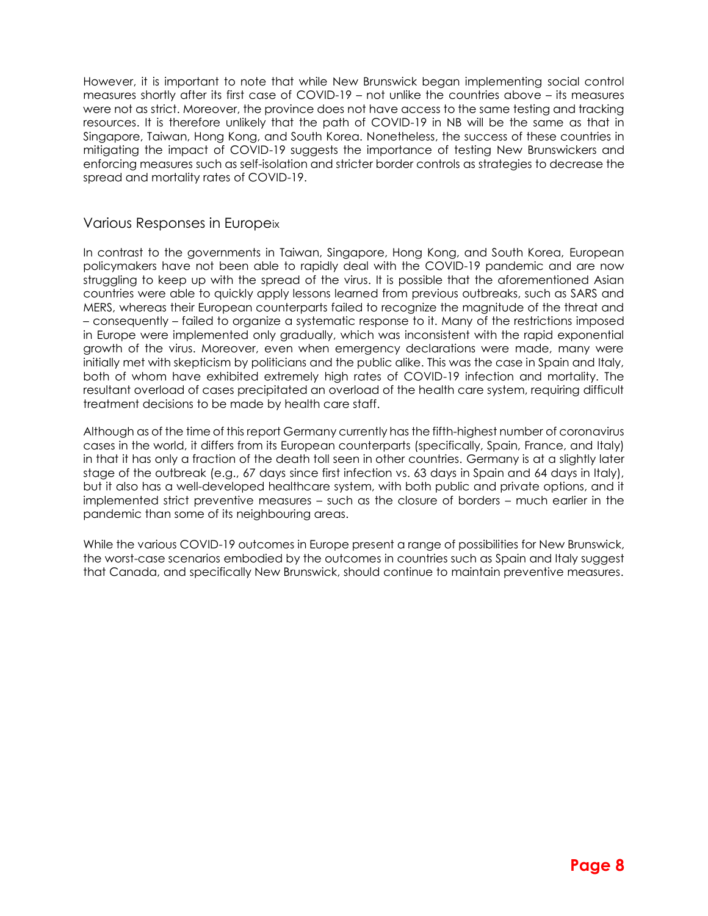However, it is important to note that while New Brunswick began implementing social control measures shortly after its first case of COVID-19 – not unlike the countries above – its measures were not as strict. Moreover, the province does not have access to the same testing and tracking resources. It is therefore unlikely that the path of COVID-19 in NB will be the same as that in Singapore, Taiwan, Hong Kong, and South Korea. Nonetheless, the success of these countries in mitigating the impact of COVID-19 suggests the importance of testing New Brunswickers and enforcing measures such as self-isolation and stricter border controls as strategies to decrease the spread and mortality rates of COVID-19.

## Various Responses in Europe[ix]

In contrast to the governments in Taiwan, Singapore, Hong Kong, and South Korea, European policymakers have not been able to rapidly deal with the COVID-19 pandemic and are now struggling to keep up with the spread of the virus. It is possible that the aforementioned Asian countries were able to quickly apply lessons learned from previous outbreaks, such as SARS and MERS, whereas their European counterparts failed to recognize the magnitude of the threat and – consequently – failed to organize a systematic response to it. Many of the restrictions imposed in Europe were implemented only gradually, which was inconsistent with the rapid exponential growth of the virus. Moreover, even when emergency declarations were made, many were initially met with skepticism by politicians and the public alike. This was the case in Spain and Italy, both of whom have exhibited extremely high rates of COVID-19 infection and mortality. The resultant overload of cases precipitated an overload of the health care system, requiring difficult treatment decisions to be made by health care staff.

Although as of the time of this report Germany currently has the fifth-highest number of coronavirus cases in the world, it differs from its European counterparts (specifically, Spain, France, and Italy) in that it has only a fraction of the death toll seen in other countries. Germany is at a slightly later stage of the outbreak (e.g., 67 days since first infection vs. 63 days in Spain and 64 days in Italy), but it also has a well-developed healthcare system, with both public and private options, and it implemented strict preventive measures – such as the closure of borders – much earlier in the pandemic than some of its neighbouring areas.

While the various COVID-19 outcomes in Europe present a range of possibilities for New Brunswick, the worst-case scenarios embodied by the outcomes in countries such as Spain and Italy suggest that Canada, and specifically New Brunswick, should continue to maintain preventive measures.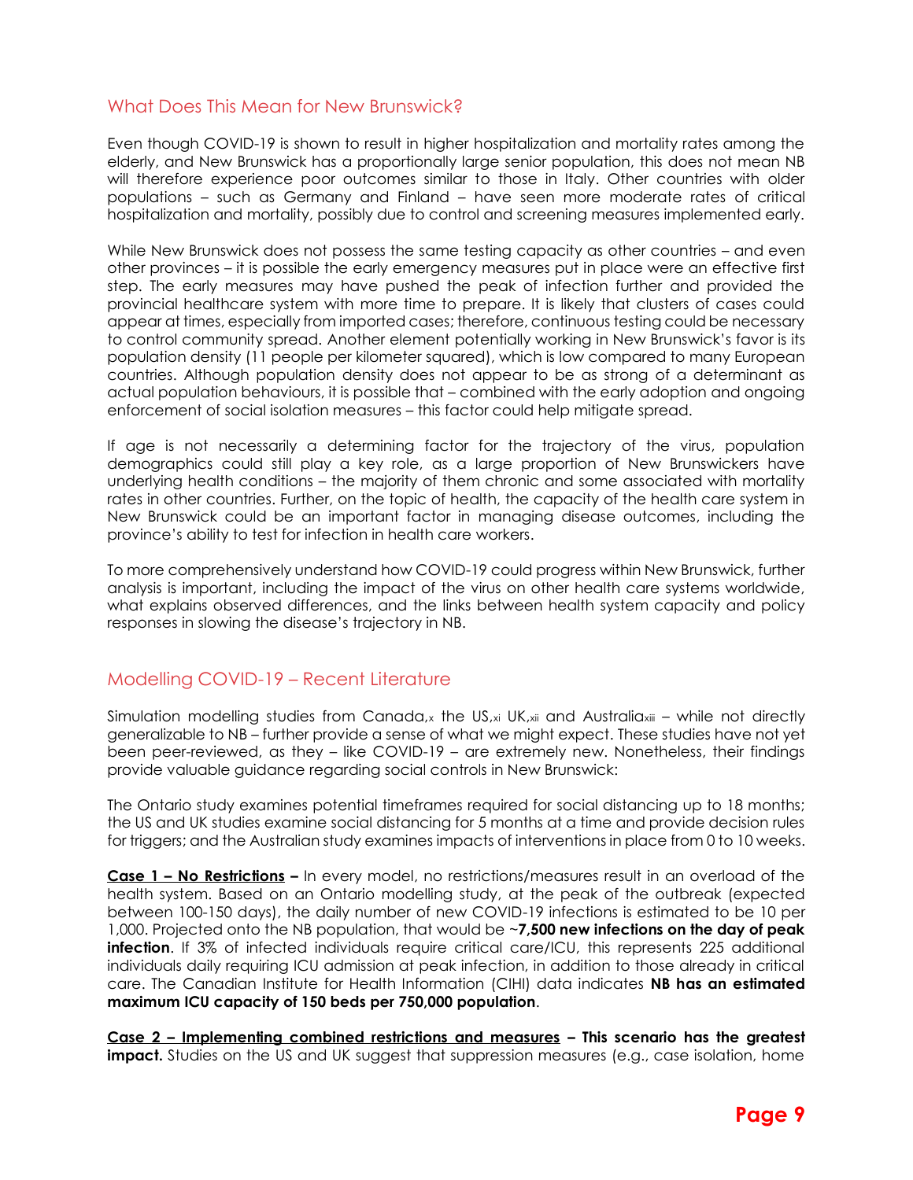## What Does This Mean for New Brunswick?

Even though COVID-19 is shown to result in higher hospitalization and mortality rates among the elderly, and New Brunswick has a proportionally large senior population, this does not mean NB will therefore experience poor outcomes similar to those in Italy. Other countries with older populations – such as Germany and Finland – have seen more moderate rates of critical hospitalization and mortality, possibly due to control and screening measures implemented early.

While New Brunswick does not possess the same testing capacity as other countries – and even other provinces – it is possible the early emergency measures put in place were an effective first step. The early measures may have pushed the peak of infection further and provided the provincial healthcare system with more time to prepare. It is likely that clusters of cases could appear at times, especially from imported cases; therefore, continuous testing could be necessary to control community spread. Another element potentially working in New Brunswick's favor is its population density (11 people per kilometer squared), which is low compared to many European countries. Although population density does not appear to be as strong of a determinant as actual population behaviours, it is possible that – combined with the early adoption and ongoing enforcement of social isolation measures – this factor could help mitigate spread.

If age is not necessarily a determining factor for the trajectory of the virus, population demographics could still play a key role, as a large proportion of New Brunswickers have underlying health conditions – the majority of them chronic and some associated with mortality rates in other countries. Further, on the topic of health, the capacity of the health care system in New Brunswick could be an important factor in managing disease outcomes, including the province's ability to test for infection in health care workers.

To more comprehensively understand how COVID-19 could progress within New Brunswick, further analysis is important, including the impact of the virus on other health care systems worldwide, what explains observed differences, and the links between health system capacity and policy responses in slowing the disease's trajectory in NB.

## Modelling COVID-19 – Recent Literature

Simulation modelling studies from Canada,[x] the US,[xi] UK,[xii] and Australia[xiii] – while not directly generalizable to NB – further provide a sense of what we might expect. These studies have not yet been peer-reviewed, as they – like COVID-19 – are extremely new. Nonetheless, their findings provide valuable guidance regarding social controls in New Brunswick:

The Ontario study examines potential timeframes required for social distancing up to 18 months; the US and UK studies examine social distancing for 5 months at a time and provide decision rules for triggers; and the Australian study examines impacts of interventions in place from 0 to 10 weeks.

**Case 1 – No Restrictions –** In every model, no restrictions/measures result in an overload of the health system. Based on an Ontario modelling study, at the peak of the outbreak (expected between 100-150 days), the daily number of new COVID-19 infections is estimated to be 10 per 1,000. Projected onto the NB population, that would be ~**7,500 new infections on the day of peak infection**. If 3% of infected individuals require critical care/ICU, this represents 225 additional individuals daily requiring ICU admission at peak infection, in addition to those already in critical care. The Canadian Institute for Health Information (CIHI) data indicates **NB has an estimated maximum ICU capacity of 150 beds per 750,000 population**.

**Case 2 – Implementing combined restrictions and measures – This scenario has the greatest impact.** Studies on the US and UK suggest that suppression measures (e.g., case isolation, home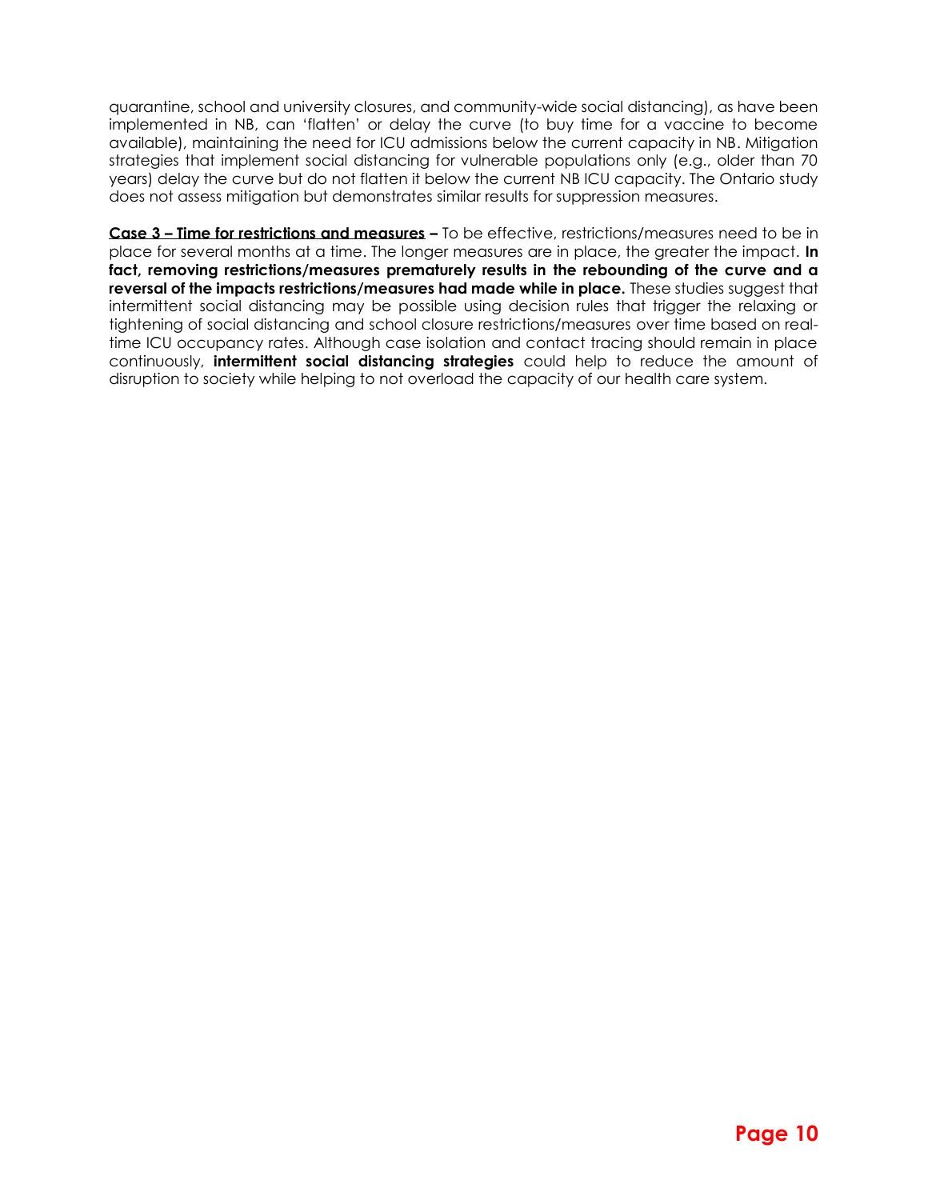quarantine, school and university closures, and community-wide social distancing), as have been implemented in NB, can 'flatten' or delay the curve (to buy time for a vaccine to become available), maintaining the need for ICU admissions below the current capacity in NB. Mitigation strategies that implement social distancing for vulnerable populations only (e.g., older than 70 years) delay the curve but do not flatten it below the current NB ICU capacity. The Ontario study does not assess mitigation but demonstrates similar results for suppression measures.

**Case 3 – Time for restrictions and measures –** To be effective, restrictions/measures need to be in place for several months at a time. The longer measures are in place, the greater the impact. **In fact, removing restrictions/measures prematurely results in the rebounding of the curve and a reversal of the impacts restrictions/measures had made while in place.** These studies suggest that intermittent social distancing may be possible using decision rules that trigger the relaxing or tightening of social distancing and school closure restrictions/measures over time based on real-time ICU occupancy rates. Although case isolation and contact tracing should remain in place continuously, **intermittent social distancing strategies** could help to reduce the amount of disruption to society while helping to not overload the capacity of our health care system.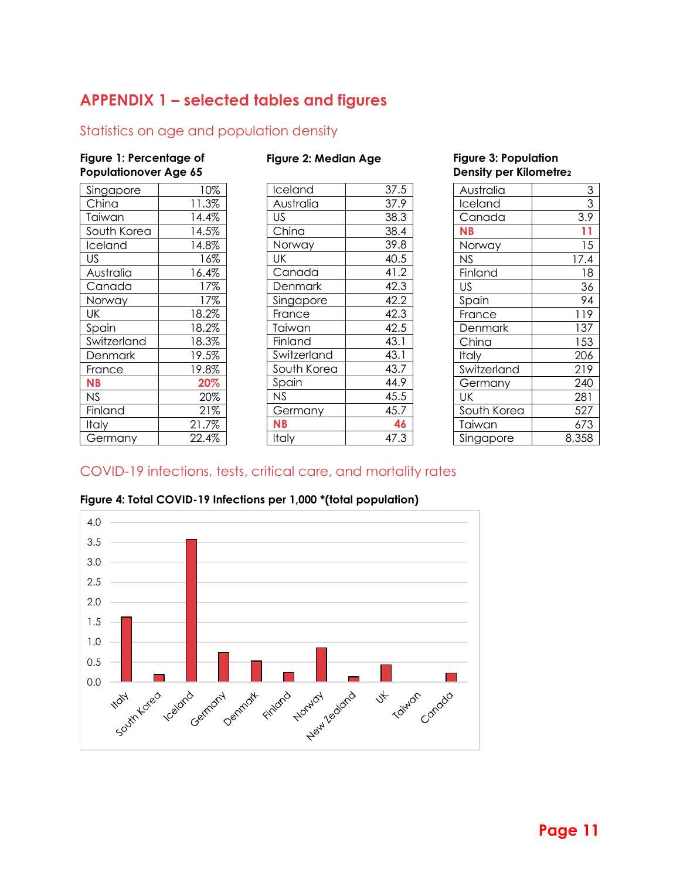## APPENDIX 1 – selected tables and figures

### Statistics on age and population density

**Figure 1: Percentage of Populationover Age 65**

| | |
|---|---|
| Singapore | 10% |
| China | 11.3% |
| Taiwan | 14.4% |
| South Korea | 14.5% |
| Iceland | 14.8% |
| US | 16% |
| Australia | 16.4% |
| Canada | 17% |
| Norway | 17% |
| UK | 18.2% |
| Spain | 18.2% |
| Switzerland | 18.3% |
| Denmark | 19.5% |
| France | 19.8% |
| **NB** | **20%** |
| NS | 20% |
| Finland | 21% |
| Italy | 21.7% |
| Germany | 22.4% |

**Figure 2: Median Age**

| | |
|---|---|
| Iceland | 37.5 |
| Australia | 37.9 |
| US | 38.3 |
| China | 38.4 |
| Norway | 39.8 |
| UK | 40.5 |
| Canada | 41.2 |
| Denmark | 42.3 |
| Singapore | 42.2 |
| France | 42.3 |
| Taiwan | 42.5 |
| Finland | 43.1 |
| Switzerland | 43.1 |
| South Korea | 43.7 |
| Spain | 44.9 |
| NS | 45.5 |
| Germany | 45.7 |
| **NB** | **46** |
| Italy | 47.3 |

**Figure 3: Population Density per Kilometre2**

| | |
|---|---|
| Australia | 3 |
| Iceland | 3 |
| Canada | 3.9 |
| **NB** | **11** |
| Norway | 15 |
| NS | 17.4 |
| Finland | 18 |
| US | 36 |
| Spain | 94 |
| France | 119 |
| Denmark | 137 |
| China | 153 |
| Italy | 206 |
| Switzerland | 219 |
| Germany | 240 |
| UK | 281 |
| South Korea | 527 |
| Taiwan | 673 |
| Singapore | 8,358 |

### COVID-19 infections, tests, critical care, and mortality rates

**Figure 4: Total COVID-19 Infections per 1,000 *(total population)**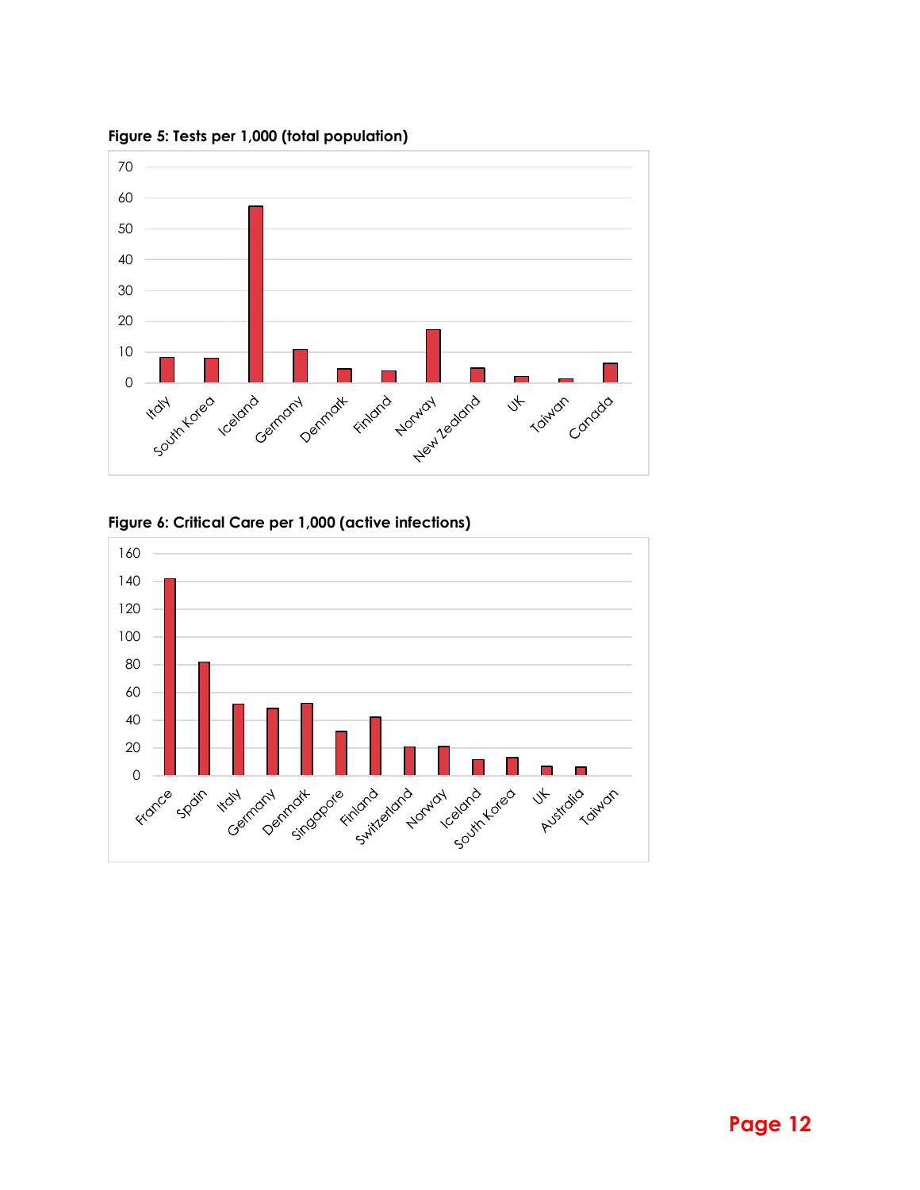**Figure 5: Tests per 1,000 (total population)**

**Figure 6: Critical Care per 1,000 (active infections)**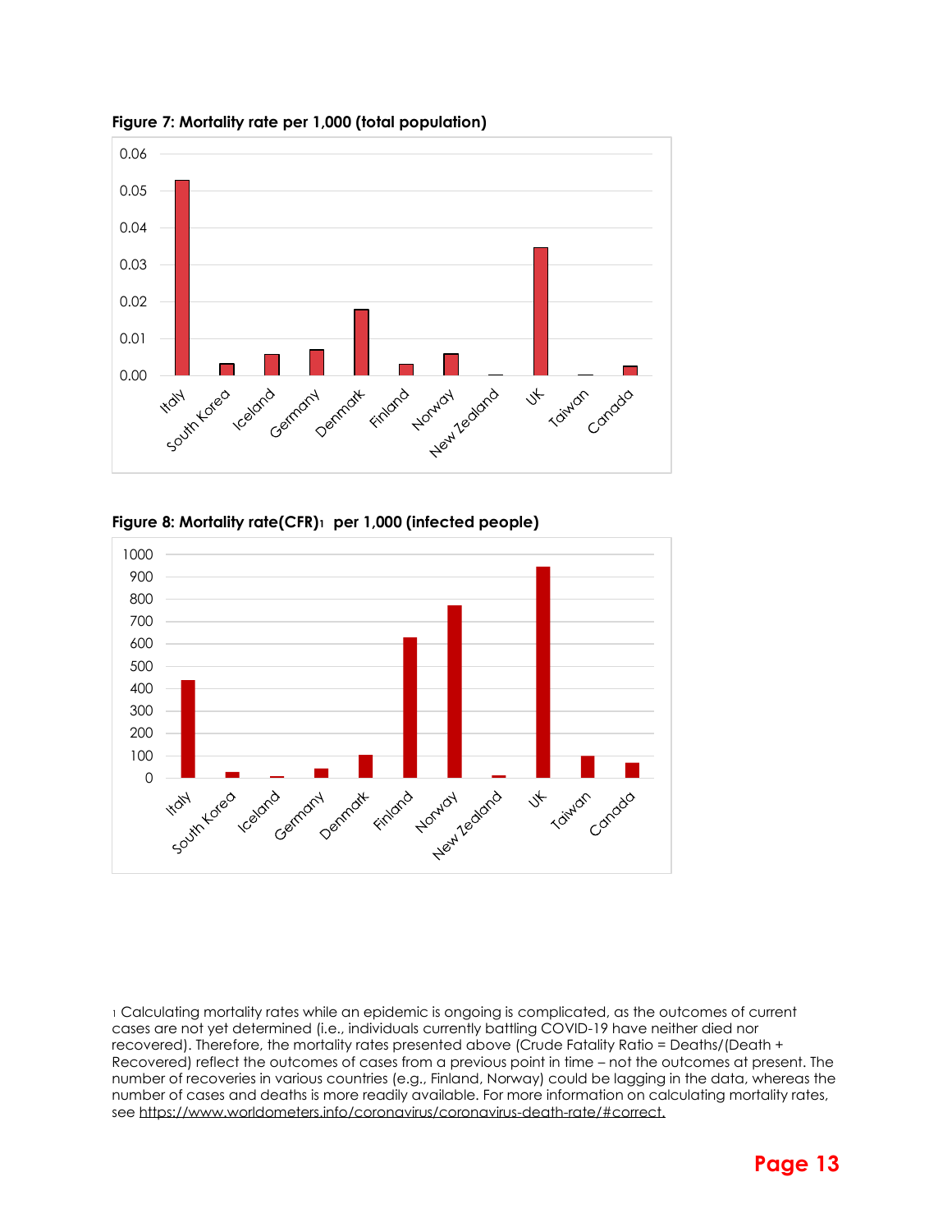**Figure 7: Mortality rate per 1,000 (total population)**

**Figure 8: Mortality rate(CFR)[1] per 1,000 (infected people)**

[1] Calculating mortality rates while an epidemic is ongoing is complicated, as the outcomes of current cases are not yet determined (i.e., individuals currently battling COVID-19 have neither died nor recovered). Therefore, the mortality rates presented above (Crude Fatality Ratio = Deaths/(Death + Recovered) reflect the outcomes of cases from a previous point in time – not the outcomes at present. The number of recoveries in various countries (e.g., Finland, Norway) could be lagging in the data, whereas the number of cases and deaths is more readily available. For more information on calculating mortality rates, see https://www.worldometers.info/coronavirus/coronavirus-death-rate/#correct.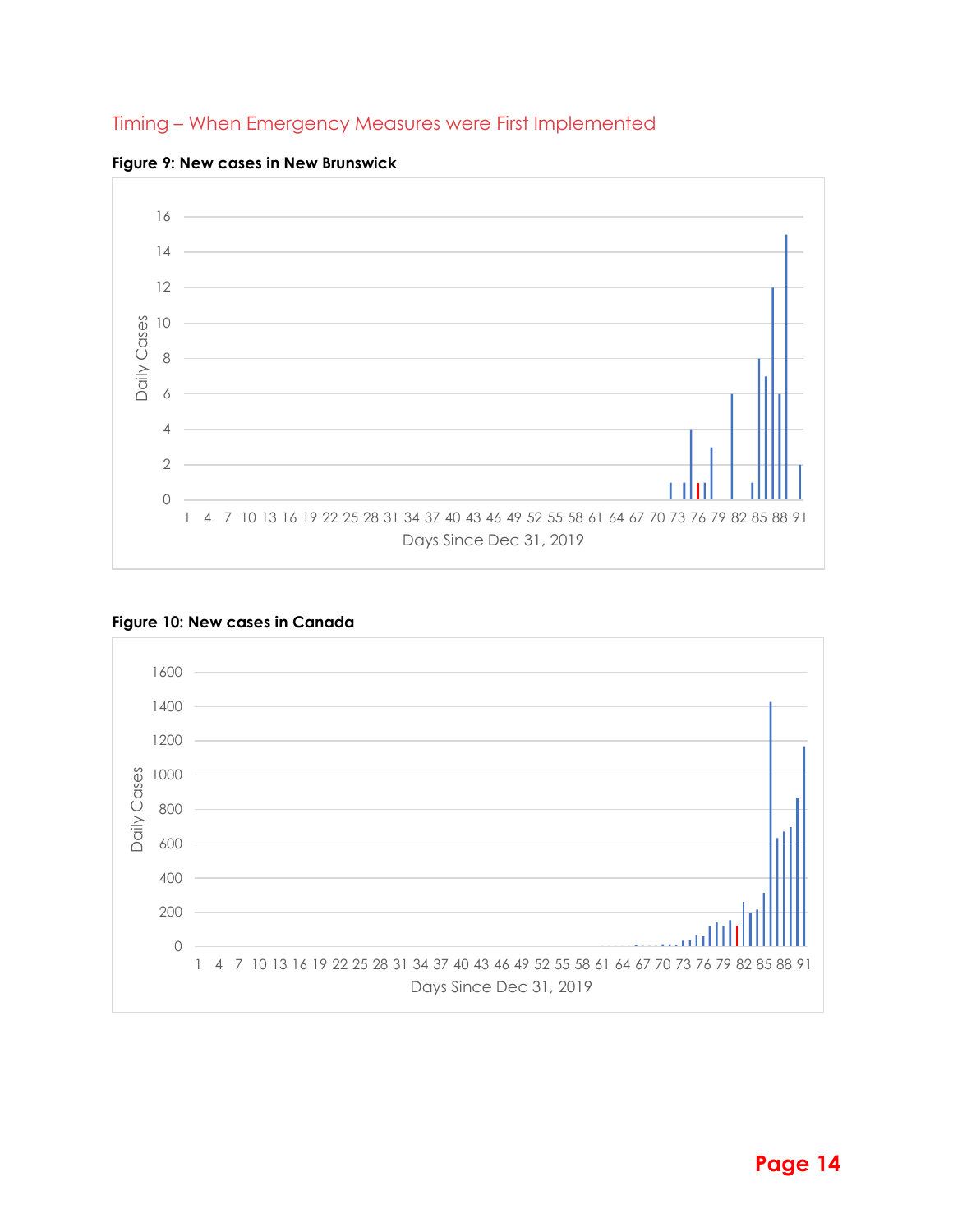## Timing – When Emergency Measures were First Implemented

**Figure 9: New cases in New Brunswick**

**Figure 10: New cases in Canada**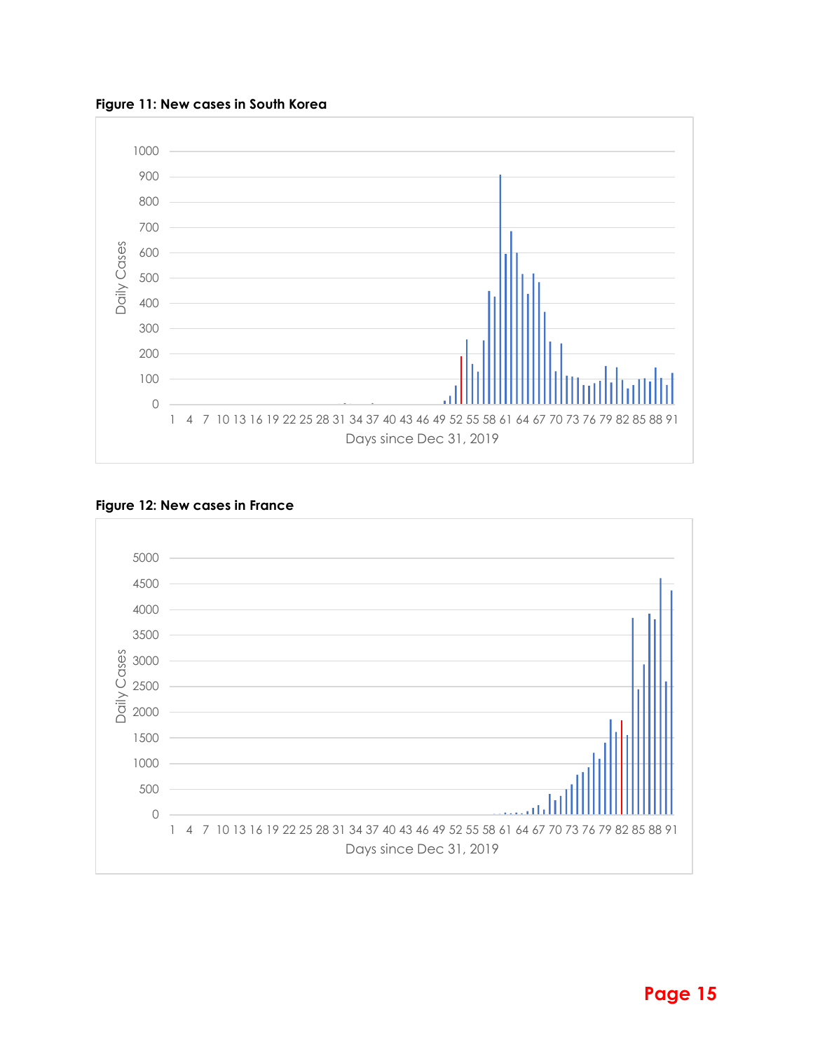**Figure 11: New cases in South Korea**

**Figure 12: New cases in France**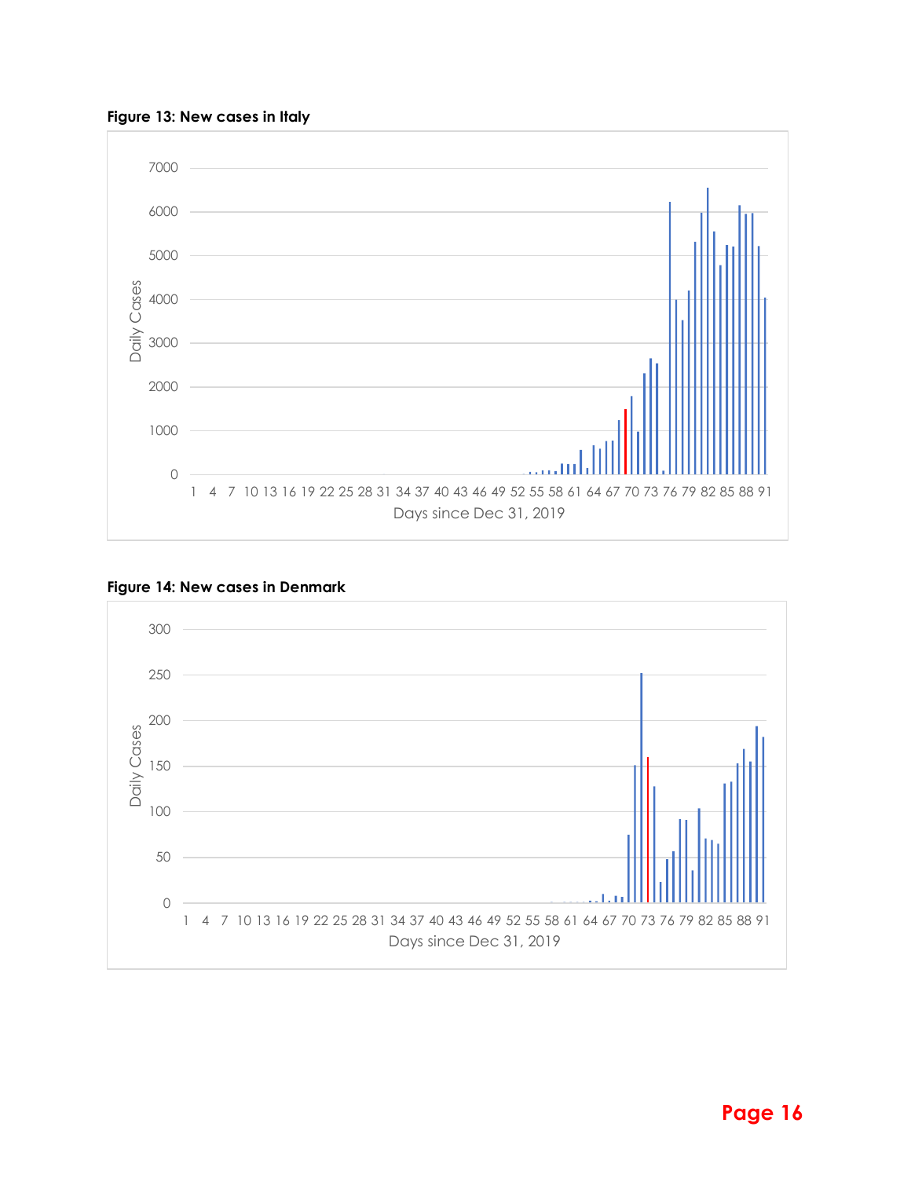**Figure 13: New cases in Italy**

**Figure 14: New cases in Denmark**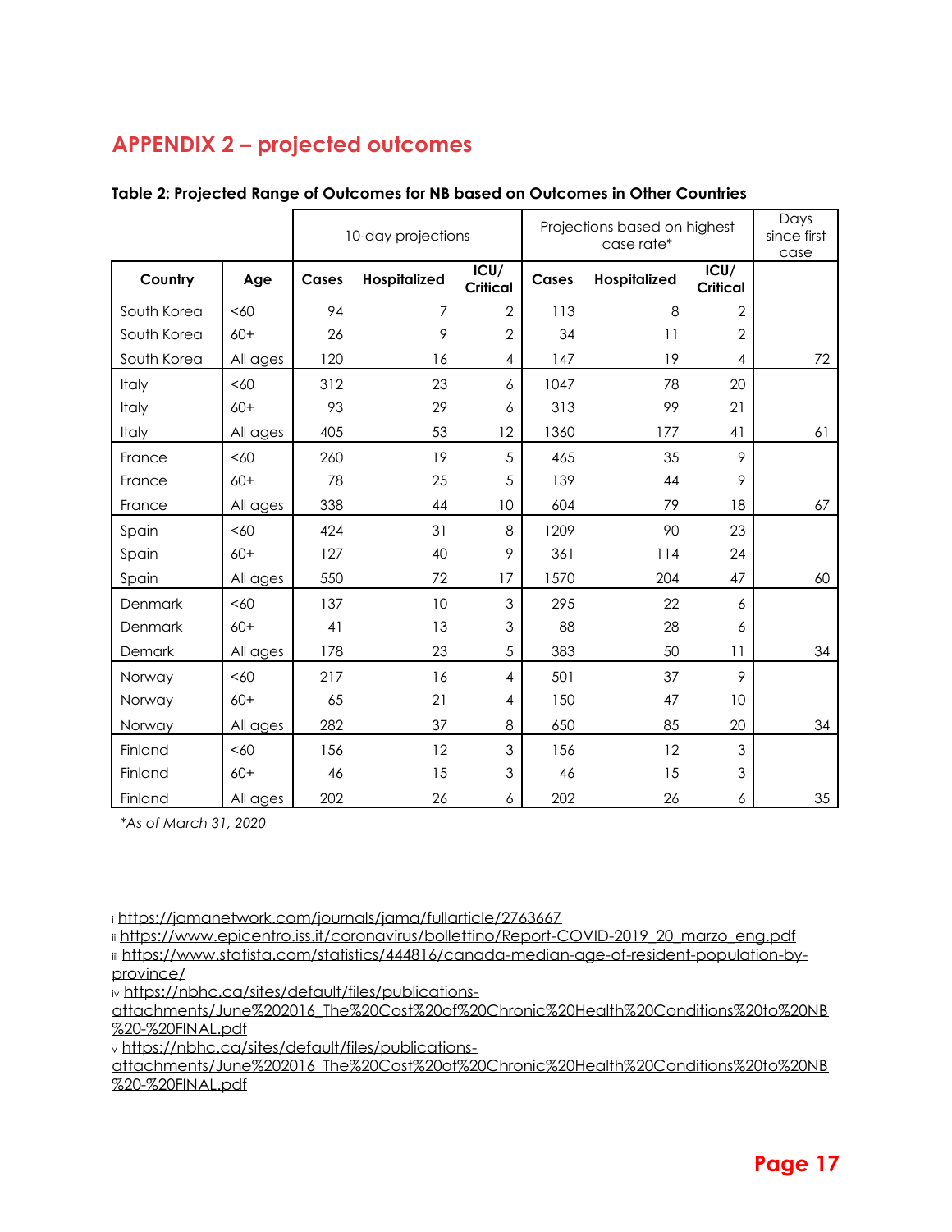## APPENDIX 2 – projected outcomes

**Table 2: Projected Range of Outcomes for NB based on Outcomes in Other Countries**

| | | 10-day projections | | | Projections based on highest case rate* | | | Days since first case |
|---|---|---|---|---|---|---|---|---|
| **Country** | **Age** | **Cases** | **Hospitalized** | **ICU/ Critical** | **Cases** | **Hospitalized** | **ICU/ Critical** | |
| South Korea | <60 | 94 | 7 | 2 | 113 | 8 | 2 | |
| South Korea | 60+ | 26 | 9 | 2 | 34 | 11 | 2 | |
| South Korea | All ages | 120 | 16 | 4 | 147 | 19 | 4 | 72 |
| Italy | <60 | 312 | 23 | 6 | 1047 | 78 | 20 | |
| Italy | 60+ | 93 | 29 | 6 | 313 | 99 | 21 | |
| Italy | All ages | 405 | 53 | 12 | 1360 | 177 | 41 | 61 |
| France | <60 | 260 | 19 | 5 | 465 | 35 | 9 | |
| France | 60+ | 78 | 25 | 5 | 139 | 44 | 9 | |
| France | All ages | 338 | 44 | 10 | 604 | 79 | 18 | 67 |
| Spain | <60 | 424 | 31 | 8 | 1209 | 90 | 23 | |
| Spain | 60+ | 127 | 40 | 9 | 361 | 114 | 24 | |
| Spain | All ages | 550 | 72 | 17 | 1570 | 204 | 47 | 60 |
| Denmark | <60 | 137 | 10 | 3 | 295 | 22 | 6 | |
| Denmark | 60+ | 41 | 13 | 3 | 88 | 28 | 6 | |
| Demark | All ages | 178 | 23 | 5 | 383 | 50 | 11 | 34 |
| Norway | <60 | 217 | 16 | 4 | 501 | 37 | 9 | |
| Norway | 60+ | 65 | 21 | 4 | 150 | 47 | 10 | |
| Norway | All ages | 282 | 37 | 8 | 650 | 85 | 20 | 34 |
| Finland | <60 | 156 | 12 | 3 | 156 | 12 | 3 | |
| Finland | 60+ | 46 | 15 | 3 | 46 | 15 | 3 | |
| Finland | All ages | 202 | 26 | 6 | 202 | 26 | 6 | 35 |

*\*As of March 31, 2020*

i https://jamanetwork.com/journals/jama/fullarticle/2763667

ii https://www.epicentro.iss.it/coronavirus/bollettino/Report-COVID-2019_20_marzo_eng.pdf

iii https://www.statista.com/statistics/444816/canada-median-age-of-resident-population-by-province/

iv https://nbhc.ca/sites/default/files/publications-attachments/June%202016_The%20Cost%20of%20Chronic%20Health%20Conditions%20to%20NB%20-%20FINAL.pdf

v https://nbhc.ca/sites/default/files/publications-attachments/June%202016_The%20Cost%20of%20Chronic%20Health%20Conditions%20to%20NB%20-%20FINAL.pdf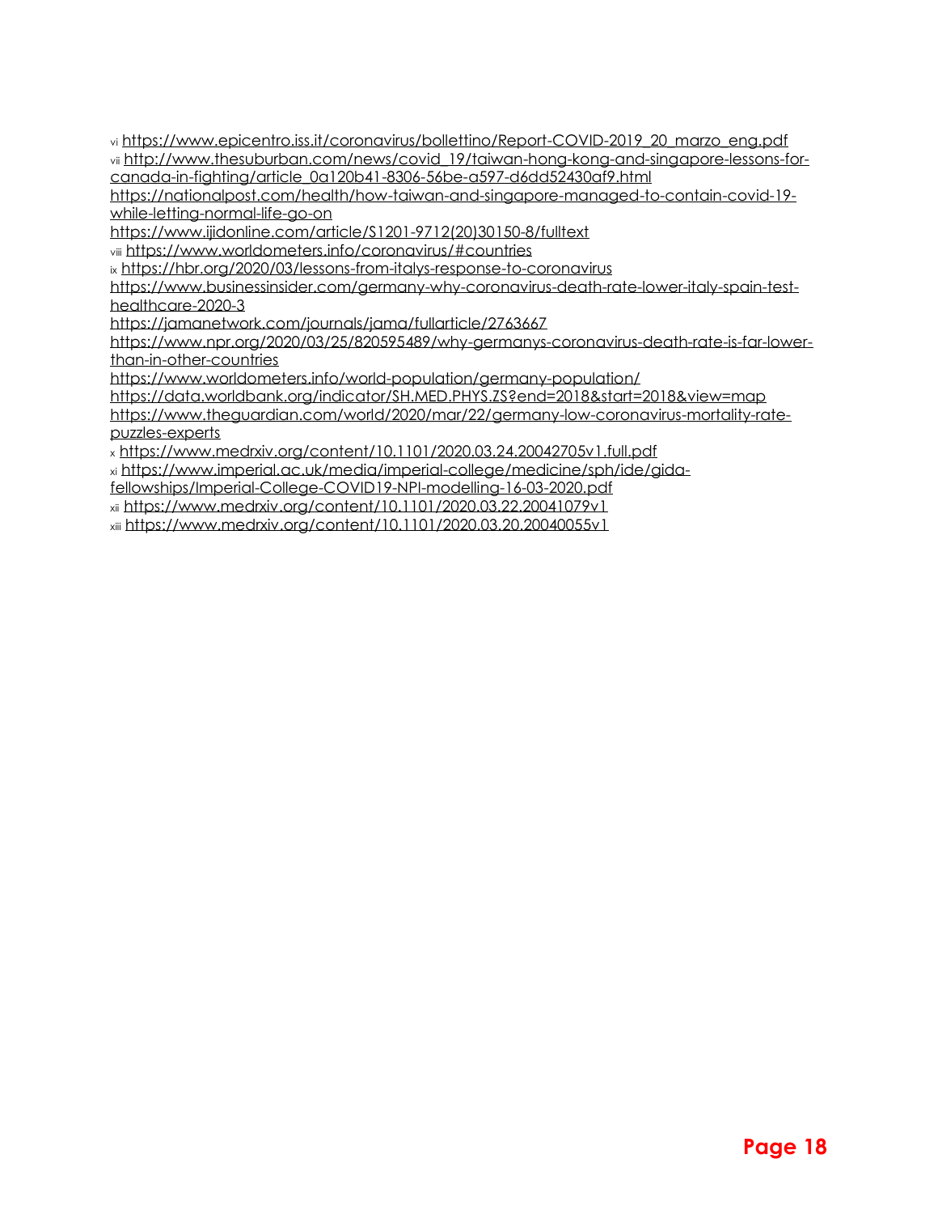[vi] https://www.epicentro.iss.it/coronavirus/bollettino/Report-COVID-2019_20_marzo_eng.pdf

[vii] http://www.thesuburban.com/news/covid_19/taiwan-hong-kong-and-singapore-lessons-for-canada-in-fighting/article_0a120b41-8306-56be-a597-d6dd52430af9.html
https://nationalpost.com/health/how-taiwan-and-singapore-managed-to-contain-covid-19-while-letting-normal-life-go-on
https://www.ijidonline.com/article/S1201-9712(20)30150-8/fulltext

[viii] https://www.worldometers.info/coronavirus/#countries

[ix] https://hbr.org/2020/03/lessons-from-italys-response-to-coronavirus
https://www.businessinsider.com/germany-why-coronavirus-death-rate-lower-italy-spain-test-healthcare-2020-3
https://jamanetwork.com/journals/jama/fullarticle/2763667
https://www.npr.org/2020/03/25/820595489/why-germanys-coronavirus-death-rate-is-far-lower-than-in-other-countries
https://www.worldometers.info/world-population/germany-population/
https://data.worldbank.org/indicator/SH.MED.PHYS.ZS?end=2018&start=2018&view=map
https://www.theguardian.com/world/2020/mar/22/germany-low-coronavirus-mortality-rate-puzzles-experts

[x] https://www.medrxiv.org/content/10.1101/2020.03.24.20042705v1.full.pdf

[xi] https://www.imperial.ac.uk/media/imperial-college/medicine/sph/ide/gida-fellowships/Imperial-College-COVID19-NPI-modelling-16-03-2020.pdf

[xii] https://www.medrxiv.org/content/10.1101/2020.03.22.20041079v1

[xiii] https://www.medrxiv.org/content/10.1101/2020.03.20.20040055v1